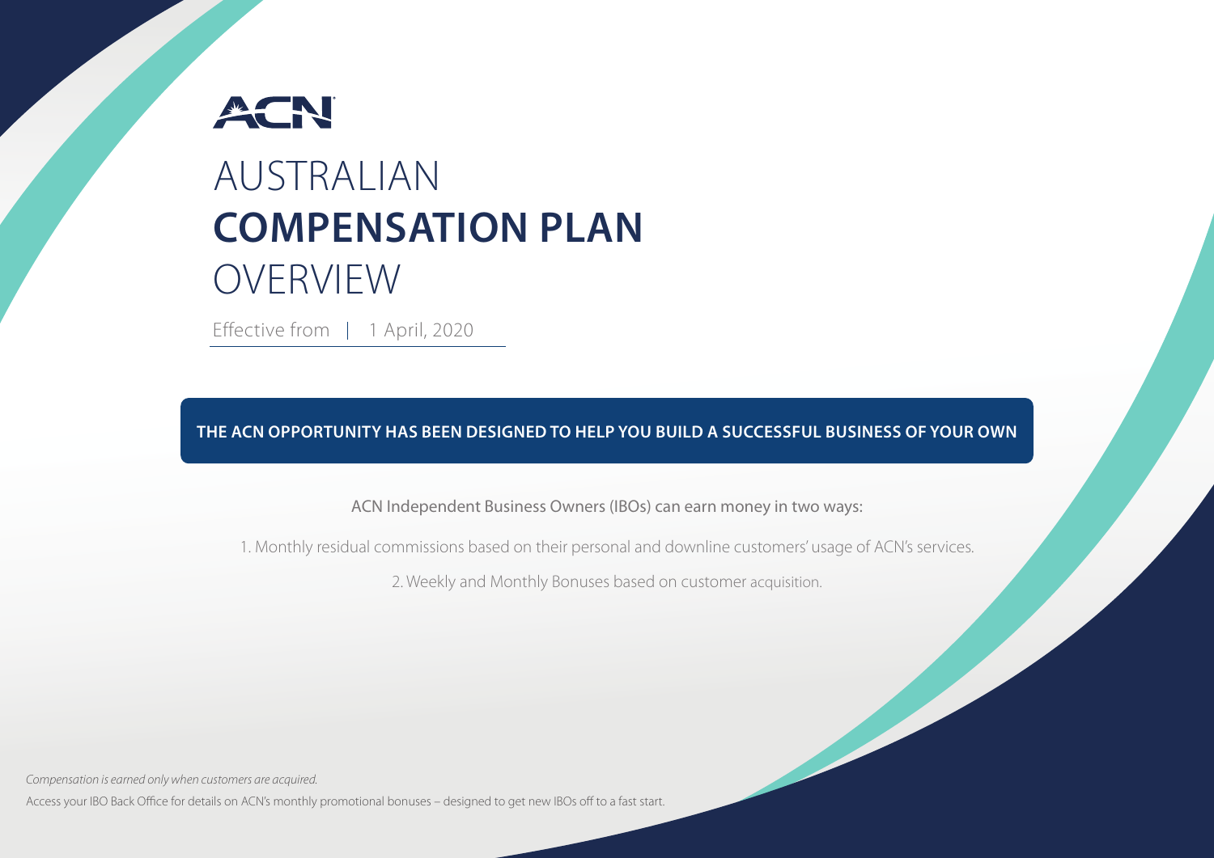ACN

# AUSTRALIAN **COMPENSATION PLAN** OVERVIEW

Effective from | 1 April, 2020

**THE ACN OPPORTUNITY HAS BEEN DESIGNED TO HELP YOU BUILD A SUCCESSFUL BUSINESS OF YOUR OWN**

ACN Independent Business Owners (IBOs) can earn money in two ways:

1. Monthly residual commissions based on their personal and downline customers' usage of ACN's services.
2. Weekly and Monthly Bonuses based on customer acquisition.

*Compensation is earned only when customers are acquired.*

Access your IBO Back Office for details on ACN's monthly promotional bonuses – designed to get new IBOs off to a fast start.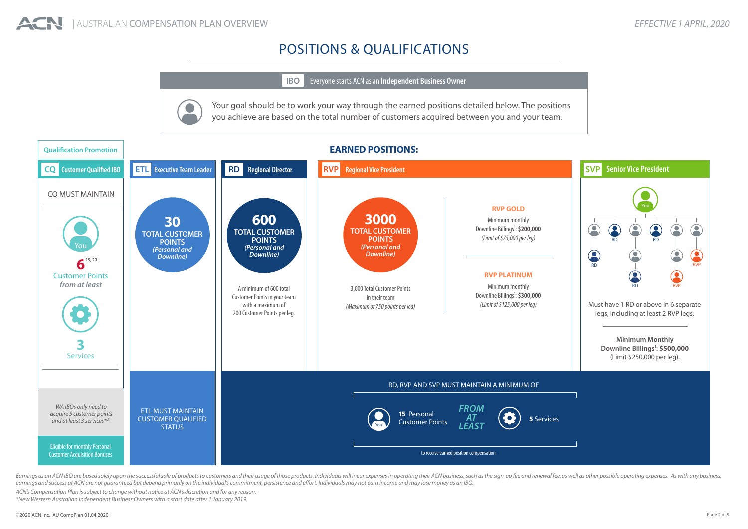# POSITIONS & QUALIFICATIONS

**IBO** Everyone starts ACN as an **Independent Business Owner**

Your goal should be to work your way through the earned positions detailed below. The positions you achieve are based on the total number of customers acquired between you and your team.

## Qualification Promotion

### CQ Customer Qualified IBO

CQ MUST MAINTAIN

You

**6** [19, 20] Customer Points *from at least*

**3** Services

*WA IBOs only need to acquire 5 customer points and at least 3 services*[*,21]

Eligible for monthly Personal Customer Acquisition Bonuses

## EARNED POSITIONS:

### ETL Executive Team Leader

**30** TOTAL CUSTOMER POINTS *(Personal and Downline)*

ETL MUST MAINTAIN CUSTOMER QUALIFIED STATUS

### RD Regional Director

**600** TOTAL CUSTOMER POINTS *(Personal and Downline)*

A minimum of 600 total Customer Points in your team with a maximum of 200 Customer Points per leg.

### RVP Regional Vice President

**3000** TOTAL CUSTOMER POINTS *(Personal and Downline)*

3,000 Total Customer Points in their team *(Maximum of 750 points per leg)*

**RVP GOLD**

Minimum monthly Downline Billings[1]: **$200,000** *(Limit of $75,000 per leg)*

**RVP PLATINUM**

Minimum monthly Downline Billings[1]: **$300,000** *(Limit of $125,000 per leg)*

### SVP Senior Vice President

Must have 1 RD or above in 6 separate legs, including at least 2 RVP legs.

**Minimum Monthly Downline Billings[1]: $500,000** (Limit $250,000 per leg).

RD, RVP AND SVP MUST MAINTAIN A MINIMUM OF

**15** Personal Customer Points *FROM AT LEAST* **5** Services

to receive earned position compensation

*Earnings as an ACN IBO are based solely upon the successful sale of products to customers and their usage of those products. Individuals will incur expenses in operating their ACN business, such as the sign-up fee and renewal fee, as well as other possible operating expenses. As with any business, earnings and success at ACN are not guaranteed but depend primarily on the individual's commitment, persistence and effort. Individuals may not earn income and may lose money as an IBO.*

*ACN's Compensation Plan is subject to change without notice at ACN's discretion and for any reason.*

*\*New Western Australian Independent Business Owners with a start date after 1 January 2019.*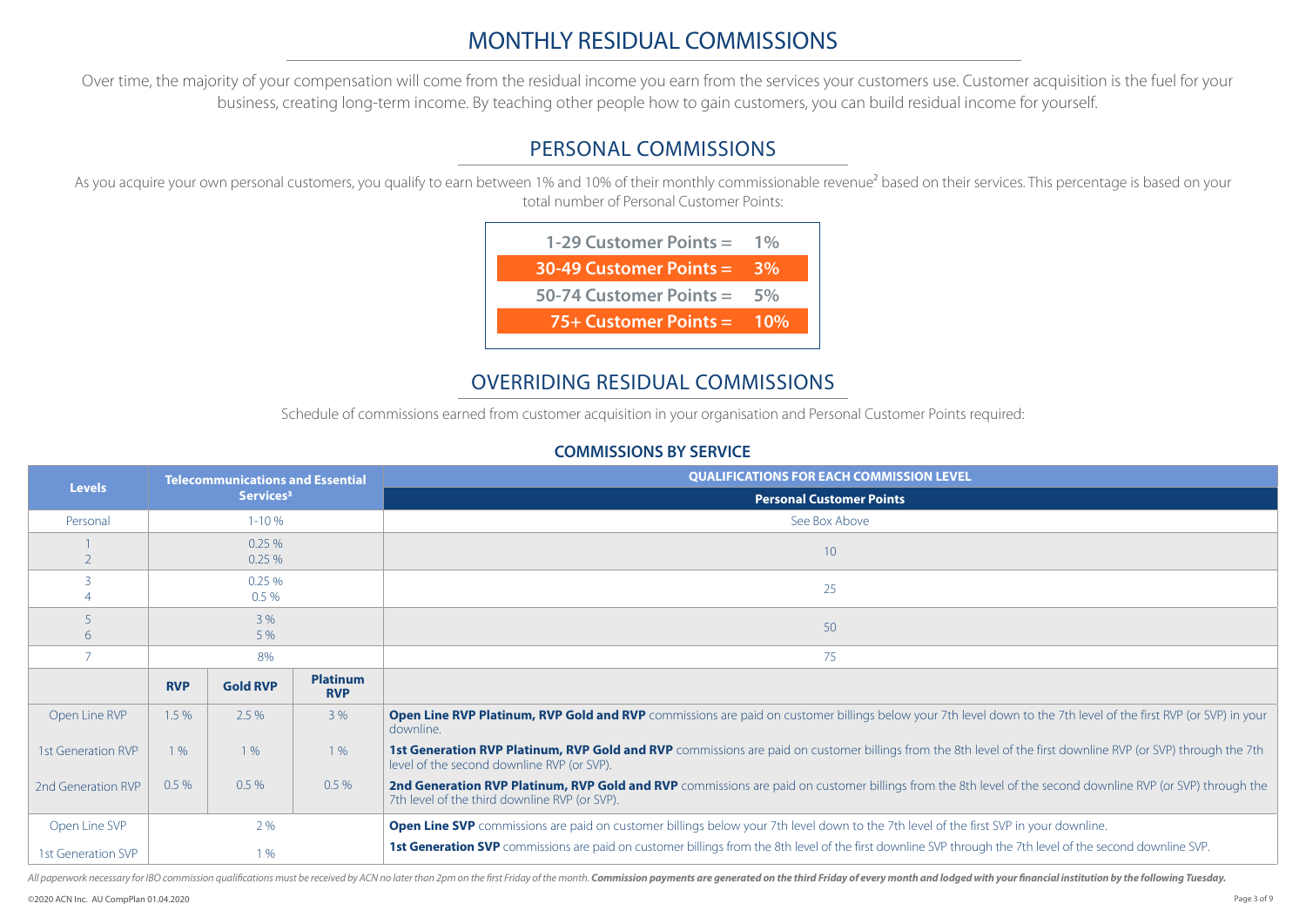# MONTHLY RESIDUAL COMMISSIONS

Over time, the majority of your compensation will come from the residual income you earn from the services your customers use. Customer acquisition is the fuel for your business, creating long-term income. By teaching other people how to gain customers, you can build residual income for yourself.

## PERSONAL COMMISSIONS

As you acquire your own personal customers, you qualify to earn between 1% and 10% of their monthly commissionable revenue[2] based on their services. This percentage is based on your total number of Personal Customer Points:

| Customer Points | Percentage |
|---|---|
| **1-29 Customer Points =** | **1%** |
| **30-49 Customer Points =** | **3%** |
| **50-74 Customer Points =** | **5%** |
| **75+ Customer Points =** | **10%** |

## OVERRIDING RESIDUAL COMMISSIONS

Schedule of commissions earned from customer acquisition in your organisation and Personal Customer Points required:

### COMMISSIONS BY SERVICE

| Levels | Telecommunications and Essential Services[3] | | | QUALIFICATIONS FOR EACH COMMISSION LEVEL |
|---|---|---|---|---|
| | | | | **Personal Customer Points** |
| Personal | 1-10 % | | | See Box Above |
| 1<br>2 | 0.25 %<br>0.25 % | | | 10 |
| 3<br>4 | 0.25 %<br>0.5 % | | | 25 |
| 5<br>6 | 3 %<br>5 % | | | 50 |
| 7 | 8% | | | 75 |
| | **RVP** | **Gold RVP** | **Platinum RVP** | |
| Open Line RVP | 1.5 % | 2.5 % | 3 % | **Open Line RVP Platinum, RVP Gold and RVP** commissions are paid on customer billings below your 7th level down to the 7th level of the first RVP (or SVP) in your downline. |
| 1st Generation RVP | 1 % | 1 % | 1 % | **1st Generation RVP Platinum, RVP Gold and RVP** commissions are paid on customer billings from the 8th level of the first downline RVP (or SVP) through the 7th level of the second downline RVP (or SVP). |
| 2nd Generation RVP | 0.5 % | 0.5 % | 0.5 % | **2nd Generation RVP Platinum, RVP Gold and RVP** commissions are paid on customer billings from the 8th level of the second downline RVP (or SVP) through the 7th level of the third downline RVP (or SVP). |
| Open Line SVP | 2 % | | | **Open Line SVP** commissions are paid on customer billings below your 7th level down to the 7th level of the first SVP in your downline. |
| 1st Generation SVP | 1 % | | | **1st Generation SVP** commissions are paid on customer billings from the 8th level of the first downline SVP through the 7th level of the second downline SVP. |

*All paperwork necessary for IBO commission qualifications must be received by ACN no later than 2pm on the first Friday of the month.* ***Commission payments are generated on the third Friday of every month and lodged with your financial institution by the following Tuesday.***

©2020 ACN Inc. AU CompPlan 01.04.2020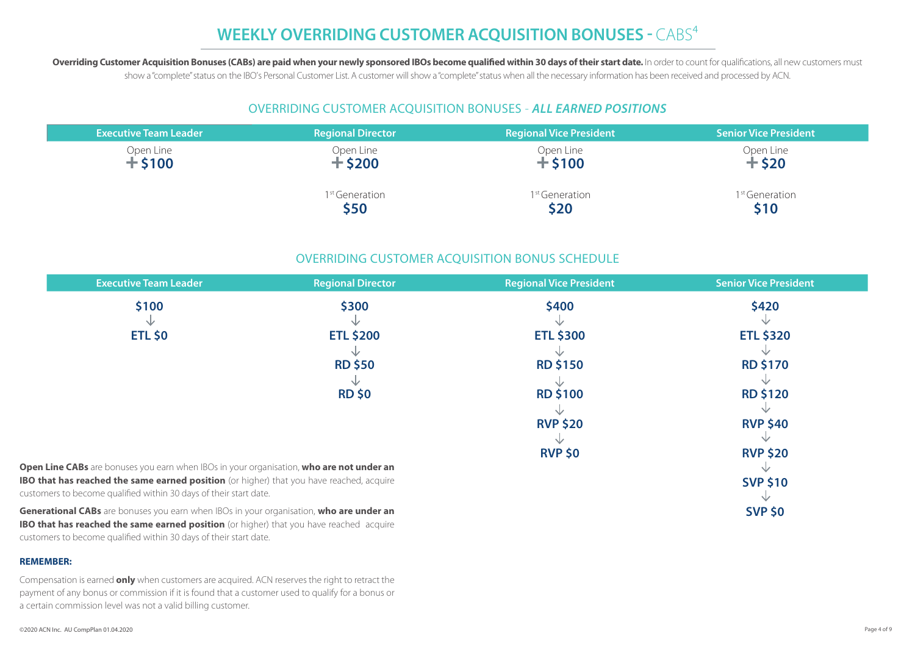# WEEKLY OVERRIDING CUSTOMER ACQUISITION BONUSES - CABS[4]

**Overriding Customer Acquisition Bonuses (CABs) are paid when your newly sponsored IBOs become qualified within 30 days of their start date.** In order to count for qualifications, all new customers must show a "complete" status on the IBO's Personal Customer List. A customer will show a "complete" status when all the necessary information has been received and processed by ACN.

## OVERRIDING CUSTOMER ACQUISITION BONUSES - *ALL EARNED POSITIONS*

| Executive Team Leader | Regional Director | Regional Vice President | Senior Vice President |
|---|---|---|---|
| Open Line **+ $100** | Open Line **+ $200** | Open Line **+ $100** | Open Line **+ $20** |
| | 1st Generation **$50** | 1st Generation **$20** | 1st Generation **$10** |

## OVERRIDING CUSTOMER ACQUISITION BONUS SCHEDULE

| Executive Team Leader | Regional Director | Regional Vice President | Senior Vice President |
|---|---|---|---|
| **$100** | **$300** | **$400** | **$420** |
| ↓ | ↓ | ↓ | ↓ |
| **ETL $0** | **ETL $200** | **ETL $300** | **ETL $320** |
| | ↓ | ↓ | ↓ |
| | **RD $50** | **RD $150** | **RD $170** |
| | ↓ | ↓ | ↓ |
| | **RD $0** | **RD $100** | **RD $120** |
| | | ↓ | ↓ |
| | | **RVP $20** | **RVP $40** |
| | | ↓ | ↓ |
| | | **RVP $0** | **RVP $20** |
| | | | ↓ |
| | | | **SVP $10** |
| | | | ↓ |
| | | | **SVP $0** |

**Open Line CABs** are bonuses you earn when IBOs in your organisation, **who are not under an IBO that has reached the same earned position** (or higher) that you have reached, acquire customers to become qualified within 30 days of their start date.

**Generational CABs** are bonuses you earn when IBOs in your organisation, **who are under an IBO that has reached the same earned position** (or higher) that you have reached acquire customers to become qualified within 30 days of their start date.

**REMEMBER:**

Compensation is earned **only** when customers are acquired. ACN reserves the right to retract the payment of any bonus or commission if it is found that a customer used to qualify for a bonus or a certain commission level was not a valid billing customer.

©2020 ACN Inc. AU CompPlan 01.04.2020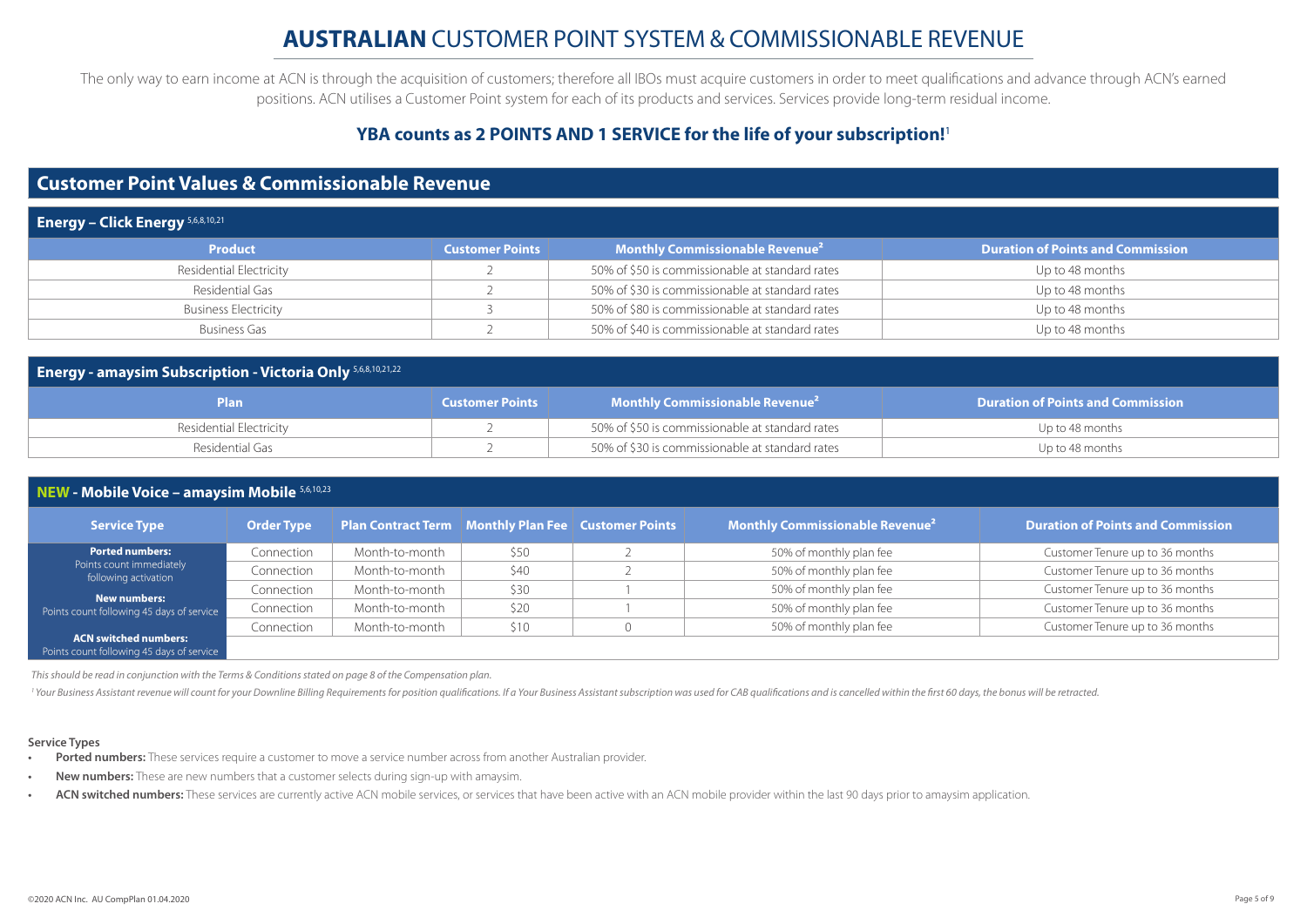# **AUSTRALIAN** CUSTOMER POINT SYSTEM & COMMISSIONABLE REVENUE

The only way to earn income at ACN is through the acquisition of customers; therefore all IBOs must acquire customers in order to meet qualifications and advance through ACN's earned positions. ACN utilises a Customer Point system for each of its products and services. Services provide long-term residual income.

**YBA counts as 2 POINTS AND 1 SERVICE for the life of your subscription!**[1]

## Customer Point Values & Commissionable Revenue

### Energy – Click Energy [5,6,8,10,21]

| Product | Customer Points | Monthly Commissionable Revenue[2] | Duration of Points and Commission |
|---|---|---|---|
| Residential Electricity | 2 | 50% of $50 is commissionable at standard rates | Up to 48 months |
| Residential Gas | 2 | 50% of $30 is commissionable at standard rates | Up to 48 months |
| Business Electricity | 3 | 50% of $80 is commissionable at standard rates | Up to 48 months |
| Business Gas | 2 | 50% of $40 is commissionable at standard rates | Up to 48 months |

### Energy - amaysim Subscription - Victoria Only [5,6,8,10,21,22]

| Plan | Customer Points | Monthly Commissionable Revenue[2] | Duration of Points and Commission |
|---|---|---|---|
| Residential Electricity | 2 | 50% of $50 is commissionable at standard rates | Up to 48 months |
| Residential Gas | 2 | 50% of $30 is commissionable at standard rates | Up to 48 months |

### NEW - Mobile Voice – amaysim Mobile [5,6,10,23]

| Service Type | Order Type | Plan Contract Term | Monthly Plan Fee | Customer Points | Monthly Commissionable Revenue[2] | Duration of Points and Commission |
|---|---|---|---|---|---|---|
| **Ported numbers:** Points count immediately following activation | Connection | Month-to-month | $50 | 2 | 50% of monthly plan fee | Customer Tenure up to 36 months |
| **New numbers:** Points count following 45 days of service | Connection | Month-to-month | $40 | 2 | 50% of monthly plan fee | Customer Tenure up to 36 months |
| **ACN switched numbers:** Points count following 45 days of service | Connection | Month-to-month | $30 | 1 | 50% of monthly plan fee | Customer Tenure up to 36 months |
| | Connection | Month-to-month | $20 | 1 | 50% of monthly plan fee | Customer Tenure up to 36 months |
| | Connection | Month-to-month | $10 | 0 | 50% of monthly plan fee | Customer Tenure up to 36 months |

*This should be read in conjunction with the Terms & Conditions stated on page 8 of the Compensation plan.*

*[1] Your Business Assistant revenue will count for your Downline Billing Requirements for position qualifications. If a Your Business Assistant subscription was used for CAB qualifications and is cancelled within the first 60 days, the bonus will be retracted.*

**Service Types**

- **Ported numbers:** These services require a customer to move a service number across from another Australian provider.
- **New numbers:** These are new numbers that a customer selects during sign-up with amaysim.
- **ACN switched numbers:** These services are currently active ACN mobile services, or services that have been active with an ACN mobile provider within the last 90 days prior to amaysim application.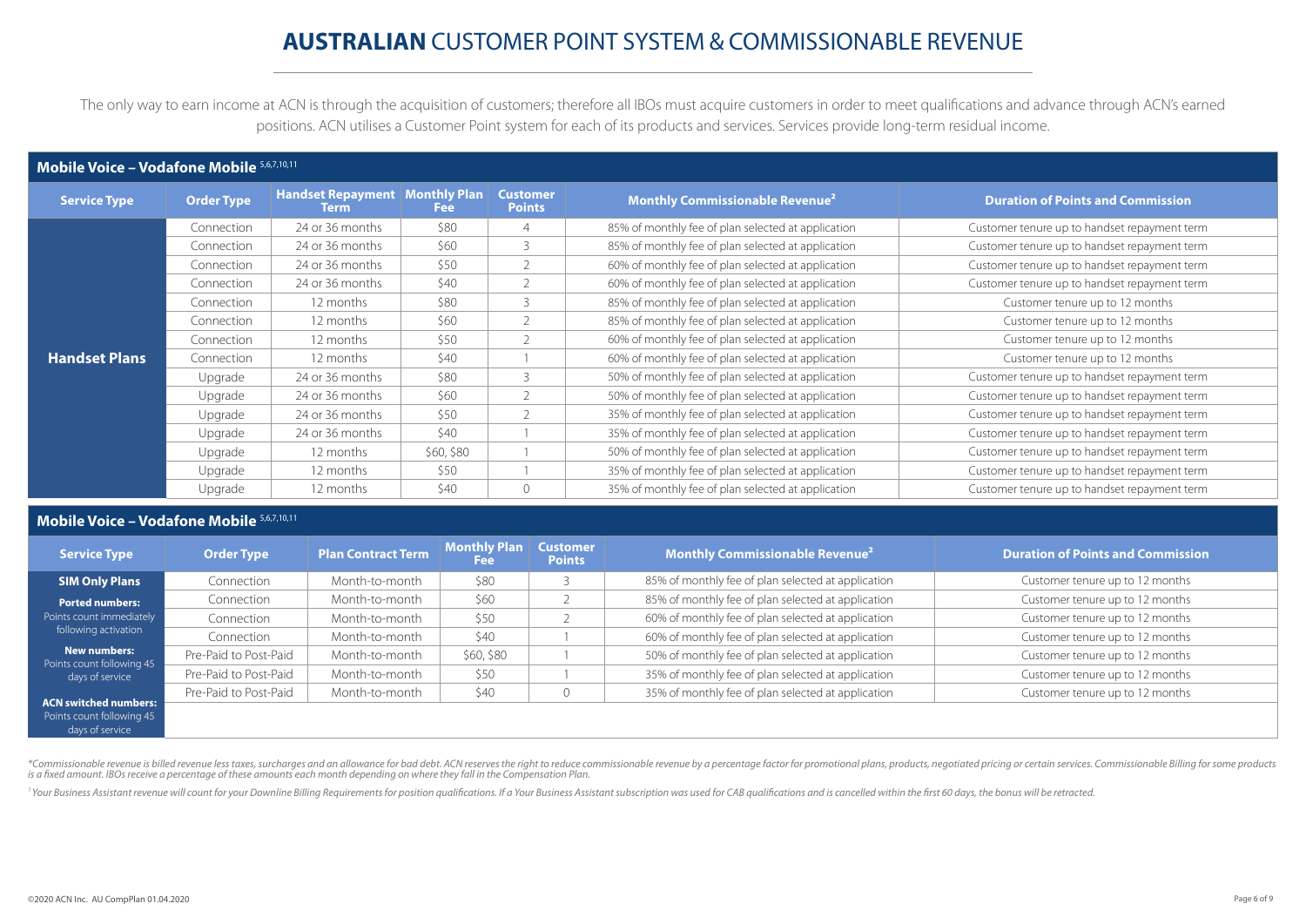# **AUSTRALIAN** CUSTOMER POINT SYSTEM & COMMISSIONABLE REVENUE

The only way to earn income at ACN is through the acquisition of customers; therefore all IBOs must acquire customers in order to meet qualifications and advance through ACN's earned positions. ACN utilises a Customer Point system for each of its products and services. Services provide long-term residual income.

## Mobile Voice – Vodafone Mobile [5,6,7,10,11]

| Service Type | Order Type | Handset Repayment Term | Monthly Plan Fee | Customer Points | Monthly Commissionable Revenue[2] | Duration of Points and Commission |
|---|---|---|---|---|---|---|
| **Handset Plans** | Connection | 24 or 36 months | $80 | 4 | 85% of monthly fee of plan selected at application | Customer tenure up to handset repayment term |
| | Connection | 24 or 36 months | $60 | 3 | 85% of monthly fee of plan selected at application | Customer tenure up to handset repayment term |
| | Connection | 24 or 36 months | $50 | 2 | 60% of monthly fee of plan selected at application | Customer tenure up to handset repayment term |
| | Connection | 24 or 36 months | $40 | 2 | 60% of monthly fee of plan selected at application | Customer tenure up to handset repayment term |
| | Connection | 12 months | $80 | 3 | 85% of monthly fee of plan selected at application | Customer tenure up to 12 months |
| | Connection | 12 months | $60 | 2 | 85% of monthly fee of plan selected at application | Customer tenure up to 12 months |
| | Connection | 12 months | $50 | 2 | 60% of monthly fee of plan selected at application | Customer tenure up to 12 months |
| | Connection | 12 months | $40 | 1 | 60% of monthly fee of plan selected at application | Customer tenure up to 12 months |
| | Upgrade | 24 or 36 months | $80 | 3 | 50% of monthly fee of plan selected at application | Customer tenure up to handset repayment term |
| | Upgrade | 24 or 36 months | $60 | 2 | 50% of monthly fee of plan selected at application | Customer tenure up to handset repayment term |
| | Upgrade | 24 or 36 months | $50 | 2 | 35% of monthly fee of plan selected at application | Customer tenure up to handset repayment term |
| | Upgrade | 24 or 36 months | $40 | 1 | 35% of monthly fee of plan selected at application | Customer tenure up to handset repayment term |
| | Upgrade | 12 months | $60, $80 | 1 | 50% of monthly fee of plan selected at application | Customer tenure up to handset repayment term |
| | Upgrade | 12 months | $50 | 1 | 35% of monthly fee of plan selected at application | Customer tenure up to handset repayment term |
| | Upgrade | 12 months | $40 | 0 | 35% of monthly fee of plan selected at application | Customer tenure up to handset repayment term |

## Mobile Voice – Vodafone Mobile [5,6,7,10,11]

| Service Type | Order Type | Plan Contract Term | Monthly Plan Fee | Customer Points | Monthly Commissionable Revenue[2] | Duration of Points and Commission |
|---|---|---|---|---|---|---|
| **SIM Only Plans** | Connection | Month-to-month | $80 | 3 | 85% of monthly fee of plan selected at application | Customer tenure up to 12 months |
| **Ported numbers:** Points count immediately following activation | Connection | Month-to-month | $60 | 2 | 85% of monthly fee of plan selected at application | Customer tenure up to 12 months |
| | Connection | Month-to-month | $50 | 2 | 60% of monthly fee of plan selected at application | Customer tenure up to 12 months |
| **New numbers:** Points count following 45 days of service | Connection | Month-to-month | $40 | 1 | 60% of monthly fee of plan selected at application | Customer tenure up to 12 months |
| | Pre-Paid to Post-Paid | Month-to-month | $60, $80 | 1 | 50% of monthly fee of plan selected at application | Customer tenure up to 12 months |
| **ACN switched numbers:** Points count following 45 days of service | Pre-Paid to Post-Paid | Month-to-month | $50 | 1 | 35% of monthly fee of plan selected at application | Customer tenure up to 12 months |
| | Pre-Paid to Post-Paid | Month-to-month | $40 | 0 | 35% of monthly fee of plan selected at application | Customer tenure up to 12 months |

*\*Commissionable revenue is billed revenue less taxes, surcharges and an allowance for bad debt. ACN reserves the right to reduce commissionable revenue by a percentage factor for promotional plans, products, negotiated pricing or certain services. Commissionable Billing for some products is a fixed amount. IBOs receive a percentage of these amounts each month depending on where they fall in the Compensation Plan.*

*[1] Your Business Assistant revenue will count for your Downline Billing Requirements for position qualifications. If a Your Business Assistant subscription was used for CAB qualifications and is cancelled within the first 60 days, the bonus will be retracted.*

©2020 ACN Inc. AU CompPlan 01.04.2020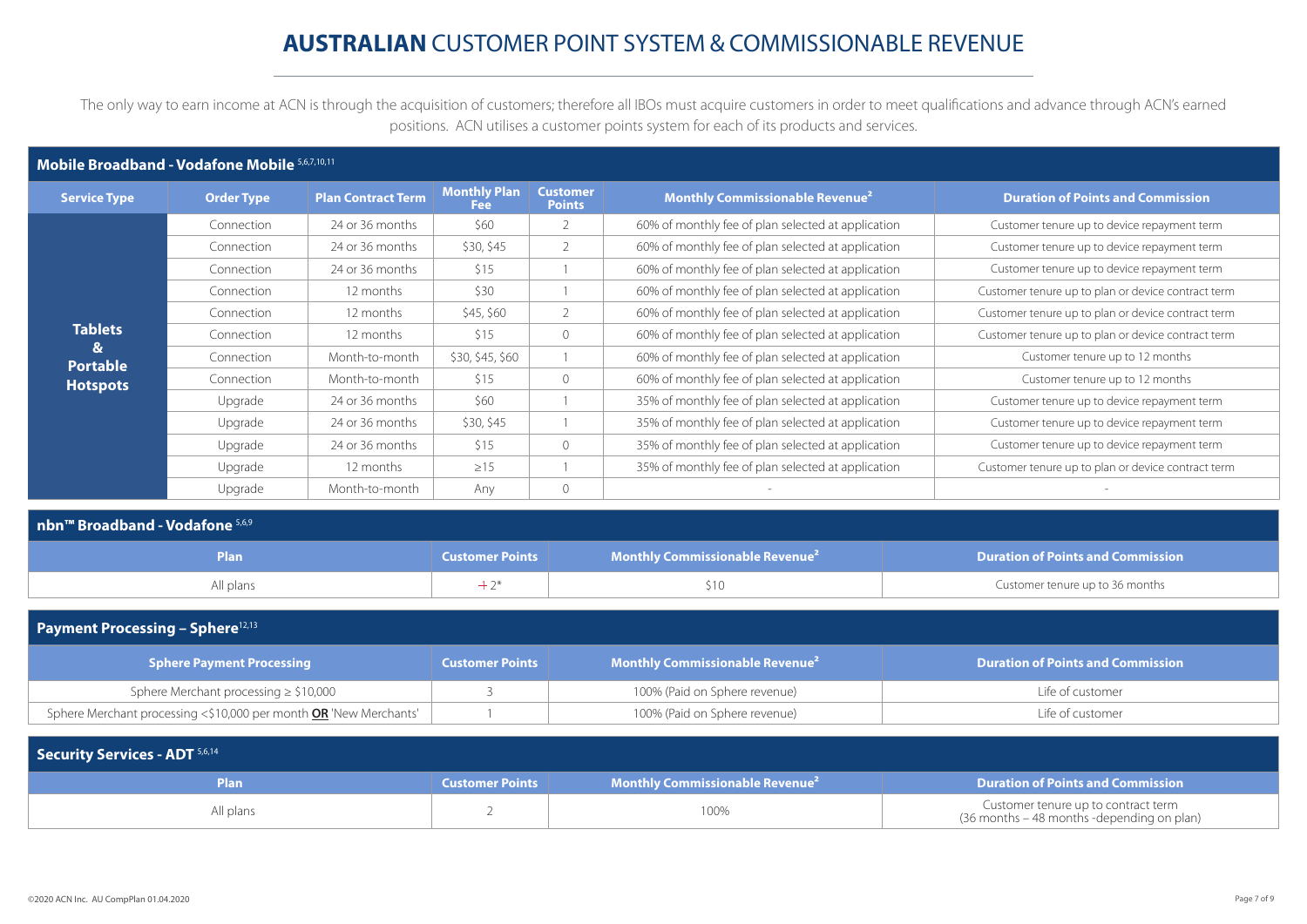# **AUSTRALIAN** CUSTOMER POINT SYSTEM & COMMISSIONABLE REVENUE

The only way to earn income at ACN is through the acquisition of customers; therefore all IBOs must acquire customers in order to meet qualifications and advance through ACN's earned positions. ACN utilises a customer points system for each of its products and services.

## Mobile Broadband - Vodafone Mobile [5,6,7,10,11]

| Service Type | Order Type | Plan Contract Term | Monthly Plan Fee | Customer Points | Monthly Commissionable Revenue[2] | Duration of Points and Commission |
|---|---|---|---|---|---|---|
| Tablets & Portable Hotspots | Connection | 24 or 36 months | $60 | 2 | 60% of monthly fee of plan selected at application | Customer tenure up to device repayment term |
| | Connection | 24 or 36 months | $30, $45 | 2 | 60% of monthly fee of plan selected at application | Customer tenure up to device repayment term |
| | Connection | 24 or 36 months | $15 | 1 | 60% of monthly fee of plan selected at application | Customer tenure up to device repayment term |
| | Connection | 12 months | $30 | 1 | 60% of monthly fee of plan selected at application | Customer tenure up to plan or device contract term |
| | Connection | 12 months | $45, $60 | 2 | 60% of monthly fee of plan selected at application | Customer tenure up to plan or device contract term |
| | Connection | 12 months | $15 | 0 | 60% of monthly fee of plan selected at application | Customer tenure up to plan or device contract term |
| | Connection | Month-to-month | $30, $45, $60 | 1 | 60% of monthly fee of plan selected at application | Customer tenure up to 12 months |
| | Connection | Month-to-month | $15 | 0 | 60% of monthly fee of plan selected at application | Customer tenure up to 12 months |
| | Upgrade | 24 or 36 months | $60 | 1 | 35% of monthly fee of plan selected at application | Customer tenure up to device repayment term |
| | Upgrade | 24 or 36 months | $30, $45 | 1 | 35% of monthly fee of plan selected at application | Customer tenure up to device repayment term |
| | Upgrade | 24 or 36 months | $15 | 0 | 35% of monthly fee of plan selected at application | Customer tenure up to device repayment term |
| | Upgrade | 12 months | ≥15 | 1 | 35% of monthly fee of plan selected at application | Customer tenure up to plan or device contract term |
| | Upgrade | Month-to-month | Any | 0 | - | - |

## nbn™ Broadband - Vodafone [5,6,9]

| Plan | Customer Points | Monthly Commissionable Revenue[2] | Duration of Points and Commission |
|---|---|---|---|
| All plans | + 2* | $10 | Customer tenure up to 36 months |

## Payment Processing – Sphere [12,13]

| Sphere Payment Processing | Customer Points | Monthly Commissionable Revenue[2] | Duration of Points and Commission |
|---|---|---|---|
| Sphere Merchant processing ≥ $10,000 | 3 | 100% (Paid on Sphere revenue) | Life of customer |
| Sphere Merchant processing <$10,000 per month **OR** 'New Merchants' | 1 | 100% (Paid on Sphere revenue) | Life of customer |

## Security Services - ADT [5,6,14]

| Plan | Customer Points | Monthly Commissionable Revenue[2] | Duration of Points and Commission |
|---|---|---|---|
| All plans | 2 | 100% | Customer tenure up to contract term (36 months – 48 months -depending on plan) |

©2020 ACN Inc. AU CompPlan 01.04.2020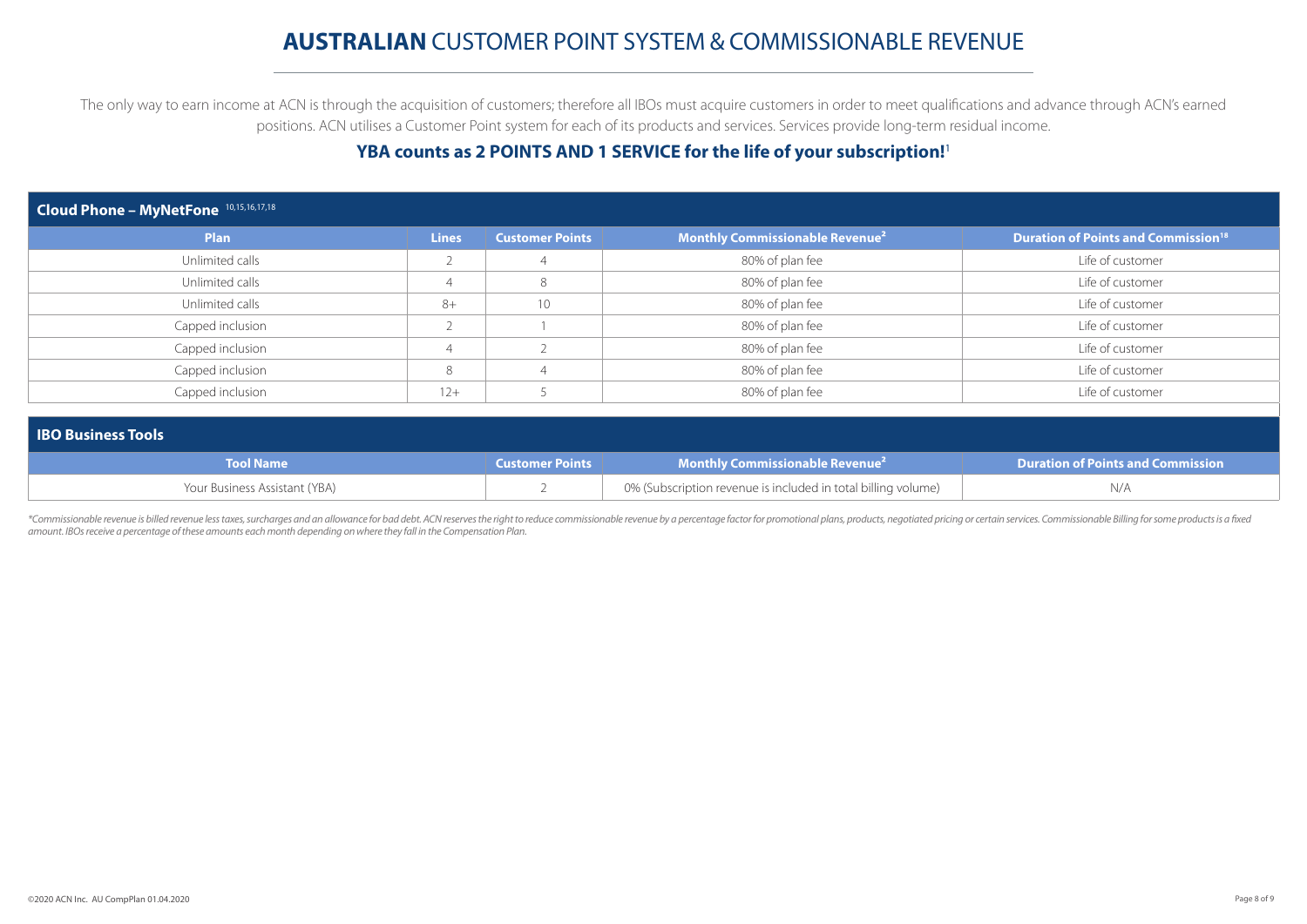# **AUSTRALIAN** CUSTOMER POINT SYSTEM & COMMISSIONABLE REVENUE

The only way to earn income at ACN is through the acquisition of customers; therefore all IBOs must acquire customers in order to meet qualifications and advance through ACN's earned positions. ACN utilises a Customer Point system for each of its products and services. Services provide long-term residual income.

**YBA counts as 2 POINTS AND 1 SERVICE for the life of your subscription!**[1]

**Cloud Phone – MyNetFone** [10,15,16,17,18]

| Plan | Lines | Customer Points | Monthly Commissionable Revenue[2] | Duration of Points and Commission[18] |
|---|---|---|---|---|
| Unlimited calls | 2 | 4 | 80% of plan fee | Life of customer |
| Unlimited calls | 4 | 8 | 80% of plan fee | Life of customer |
| Unlimited calls | 8+ | 10 | 80% of plan fee | Life of customer |
| Capped inclusion | 2 | 1 | 80% of plan fee | Life of customer |
| Capped inclusion | 4 | 2 | 80% of plan fee | Life of customer |
| Capped inclusion | 8 | 4 | 80% of plan fee | Life of customer |
| Capped inclusion | 12+ | 5 | 80% of plan fee | Life of customer |

**IBO Business Tools**

| Tool Name | Customer Points | Monthly Commissionable Revenue[2] | Duration of Points and Commission |
|---|---|---|---|
| Your Business Assistant (YBA) | 2 | 0% (Subscription revenue is included in total billing volume) | N/A |

*\*Commissionable revenue is billed revenue less taxes, surcharges and an allowance for bad debt. ACN reserves the right to reduce commissionable revenue by a percentage factor for promotional plans, products, negotiated pricing or certain services. Commissionable Billing for some products is a fixed amount. IBOs receive a percentage of these amounts each month depending on where they fall in the Compensation Plan.*

©2020 ACN Inc. AU CompPlan 01.04.2020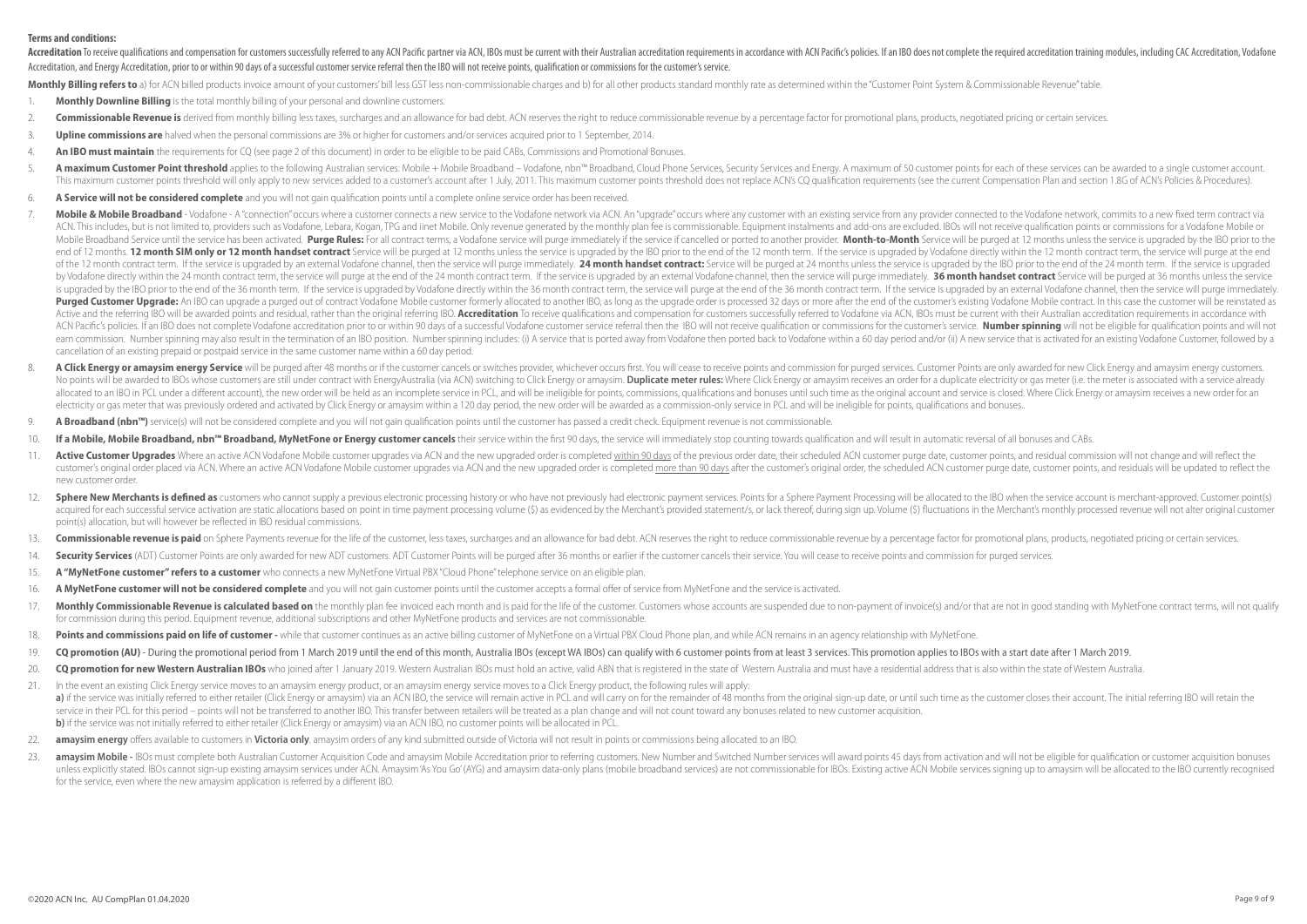**Terms and conditions:**

**Accreditation** To receive qualifications and compensation for customers successfully referred to any ACN Pacific partner via ACN, IBOs must be current with their Australian accreditation requirements in accordance with ACN Pacific's policies. If an IBO does not complete the required accreditation training modules, including CAC Accreditation, Vodafone Accreditation, and Energy Accreditation, prior to or within 90 days of a successful customer service referral then the IBO will not receive points, qualification or commissions for the customer's service.

**Monthly Billing refers to** a) for ACN billed products invoice amount of your customers' bill less GST less non-commissionable charges and b) for all other products standard monthly rate as determined within the "Customer Point System & Commissionable Revenue" table.

1. **Monthly Downline Billing** is the total monthly billing of your personal and downline customers.
2. **Commissionable Revenue is** derived from monthly billing less taxes, surcharges and an allowance for bad debt. ACN reserves the right to reduce commissionable revenue by a percentage factor for promotional plans, products, negotiated pricing or certain services.
3. **Upline commissions are** halved when the personal commissions are 3% or higher for customers and/or services acquired prior to 1 September, 2014.
4. **An IBO must maintain** the requirements for CQ (see page 2 of this document) in order to be eligible to be paid CABs, Commissions and Promotional Bonuses.
5. **A maximum Customer Point threshold** applies to the following Australian services: Mobile + Mobile Broadband – Vodafone, nbn™ Broadband, Cloud Phone Services, Security Services and Energy. A maximum of 50 customer points for each of these services can be awarded to a single customer account. This maximum customer points threshold will only apply to new services added to a customer's account after 1 July, 2011. This maximum customer points threshold does not replace ACN's CQ qualification requirements (see the current Compensation Plan and section 1.8G of ACN's Policies & Procedures).
6. **A Service will not be considered complete** and you will not gain qualification points until a complete online service order has been received.
7. **Mobile & Mobile Broadband** - Vodafone - A "connection" occurs where a customer connects a new service to the Vodafone network via ACN. An "upgrade" occurs where any customer with an existing service from any provider connected to the Vodafone network, commits to a new fixed term contract via ACN. This includes, but is not limited to, providers such as Vodafone, Lebara, Kogan, TPG and iinet Mobile. Only revenue generated by the monthly plan fee is commissionable. Equipment instalments and add-ons are excluded. IBOs will not receive qualification points or commissions for a Vodafone Mobile or Mobile Broadband Service until the service has been activated. **Purge Rules:** For all contract terms, a Vodafone service will purge immediately if the service if cancelled or ported to another provider. **Month-to-Month** Service will be purged at 12 months unless the service is upgraded by the IBO prior to the end of 12 months. **12 month SIM only or 12 month handset contract** Service will be purged at 12 months unless the service is upgraded by the IBO prior to the end of the 12 month term. If the service is upgraded by Vodafone directly within the 12 month contract term, the service will purge at the end of the 12 month contract term. If the service is upgraded by an external Vodafone channel, then the service will purge immediately. **24 month handset contract:** Service will be purged at 24 months unless the service is upgraded by the IBO prior to the end of the 24 month term. If the service is upgraded by Vodafone directly within the 24 month contract term, the service will purge at the end of the 24 month contract term. If the service is upgraded by an external Vodafone channel, then the service will purge immediately. **36 month handset contract** Service will be purged at 36 months unless the service is upgraded by the IBO prior to the end of the 36 month term. If the service is upgraded by Vodafone directly within the 36 month contract term, the service will purge at the end of the 36 month contract term. If the service is upgraded by an external Vodafone channel, then the service will purge immediately. **Purged Customer Upgrade:** An IBO can upgrade a purged out of contract Vodafone Mobile customer formerly allocated to another IBO, as long as the upgrade order is processed 32 days or more after the end of the customer's existing Vodafone Mobile contract. In this case the customer will be reinstated as Active and the referring IBO will be awarded points and residual, rather than the original referring IBO. **Accreditation** To receive qualifications and compensation for customers successfully referred to Vodafone via ACN, IBOs must be current with their Australian accreditation requirements in accordance with ACN Pacific's policies. If an IBO does not complete Vodafone accreditation prior to or within 90 days of a successful Vodafone customer service referral then the IBO will not receive qualification or commissions for the customer's service. **Number spinning** will not be eligible for qualification points and will not earn commission. Number spinning may also result in the termination of an IBO position. Number spinning includes: (i) A service that is ported away from Vodafone then ported back to Vodafone within a 60 day period and/or (ii) A new service that is activated for an existing Vodafone Customer, followed by a cancellation of an existing prepaid or postpaid service in the same customer name within a 60 day period.
8. **A Click Energy or amaysim energy Service** will be purged after 48 months or if the customer cancels or switches provider, whichever occurs first. You will cease to receive points and commission for purged services. Customer Points are only awarded for new Click Energy and amaysim energy customers. No points will be awarded to IBOs whose customers are still under contract with EnergyAustralia (via ACN) switching to Click Energy or amaysim. **Duplicate meter rules:** Where Click Energy or amaysim receives an order for a duplicate electricity or gas meter (i.e. the meter is associated with a service already allocated to an IBO in PCL under a different account), the new order will be held as an incomplete service in PCL, and will be ineligible for points, commissions, qualifications and bonuses until such time as the original account and service is closed. Where Click Energy or amaysim receives a new order for an electricity or gas meter that was previously ordered and activated by Click Energy or amaysim within a 120 day period, the new order will be awarded as a commission-only service in PCL and will be ineligible for points, qualifications and bonuses..
9. **A Broadband (nbn™)** service(s) will not be considered complete and you will not gain qualification points until the customer has passed a credit check. Equipment revenue is not commissionable.
10. **If a Mobile, Mobile Broadband, nbn™ Broadband, MyNetFone or Energy customer cancels** their service within the first 90 days, the service will immediately stop counting towards qualification and will result in automatic reversal of all bonuses and CABs.
11. **Active Customer Upgrades** Where an active ACN Vodafone Mobile customer upgrades via ACN and the new upgraded order is completed within 90 days of the previous order date, their scheduled ACN customer purge date, customer points, and residual commission will not change and will reflect the customer's original order placed via ACN. Where an active ACN Vodafone Mobile customer upgrades via ACN and the new upgraded order is completed more than 90 days after the customer's original order, the scheduled ACN customer purge date, customer points, and residuals will be updated to reflect the new customer order.
12. **Sphere New Merchants is defined as** customers who cannot supply a previous electronic processing history or who have not previously had electronic payment services. Points for a Sphere Payment Processing will be allocated to the IBO when the service account is merchant-approved. Customer point(s) acquired for each activated service activation are static allocations based on point in time payment processing volume ($) as evidenced by the Merchant's provided statement/s, or lack thereof, during sign up. Volume ($) fluctuations in the Merchant's monthly processed revenue will not alter original customer point(s) allocation, but will however be reflected in IBO residual commissions.
13. **Commissionable revenue is paid** on Sphere Payments revenue for the life of the customer, less taxes, surcharges and an allowance for bad debt. ACN reserves the right to reduce commissionable revenue by a percentage factor for promotional plans, products, negotiated pricing or certain services.
14. **Security Services** (ADT) Customer Points are only awarded for new ADT customers. ADT Customer Points will be purged after 36 months or earlier if the customer cancels their service. You will cease to receive points and commission for purged services.
15. **A "MyNetFone customer" refers to a customer** who connects a new MyNetFone Virtual PBX "Cloud Phone" telephone service on an eligible plan.
16. **A MyNetFone customer will not be considered complete** and you will not gain customer points until the customer accepts a formal offer of service from MyNetFone and the service is activated.
17. **Monthly Commissionable Revenue is calculated based on** the monthly plan fee invoiced each month and is paid for the life of the customer. Customers whose accounts are suspended due to non-payment of invoice(s) and/or that are not in good standing with MyNetFone contract terms, will not qualify for commission during this period. Equipment revenue, additional subscriptions and other MyNetFone products and services are not commissionable.
18. **Points and commissions paid on life of customer -** while that customer continues as an active billing customer of MyNetFone on a Virtual PBX Cloud Phone plan, and while ACN remains in an agency relationship with MyNetFone.
19. **CQ promotion (AU)** - During the promotional period from 1 March 2019 until the end of this month, Australia IBOs (except WA IBOs) can qualify with 6 customer points from at least 3 services. This promotion applies to IBOs with a start date after 1 March 2019.
20. **CQ promotion for new Western Australian IBOs** who joined after 1 January 2019. Western Australian IBOs must hold an active, valid ABN that is registered in the state of Western Australia and must have a residential address that is also within the state of Western Australia.
21. In the event an existing Click Energy service moves to an amaysim energy product, or an amaysim energy service moves to a Click Energy product, the following rules will apply:
    **a)** if the service was initially referred to either retailer (Click Energy or amaysim) via an ACN IBO, the service will remain active in PCL and will carry on for the remainder of 48 months from the original sign-up date, or until such time as the customer closes their account. The initial referring IBO will retain the service in their PCL for this period – points will not be transferred to another IBO. This transfer between retailers will be treated as a plan change and will not count toward any bonuses related to new customer acquisition.
    **b)** if the service was not initially referred to either retailer (Click Energy or amaysim) via an ACN IBO, no customer points will be allocated in PCL.
22. **amaysim energy** offers available to customers in **Victoria only**. amaysim orders of any kind submitted outside of Victoria will not result in points or commissions being allocated to an IBO.
23. **amaysim Mobile -** IBOs must complete both Australian Customer Acquisition Code and amaysim Mobile Accreditation prior to referring customers. New Number and Switched Number services will award points 45 days from activation and will not be eligible for qualification or customer acquisition bonuses unless explicitly stated. IBOs cannot sign-up existing amaysim services under ACN. Amaysim 'As You Go' (AYG) and amaysim data-only plans (mobile broadband services) are not commissionable for IBOs. Existing active ACN Mobile services signing up to amaysim will be allocated to the IBO currently recognised for the service, even where the new amaysim application is referred by a different IBO.

©2020 ACN Inc. AU CompPlan 01.04.2020